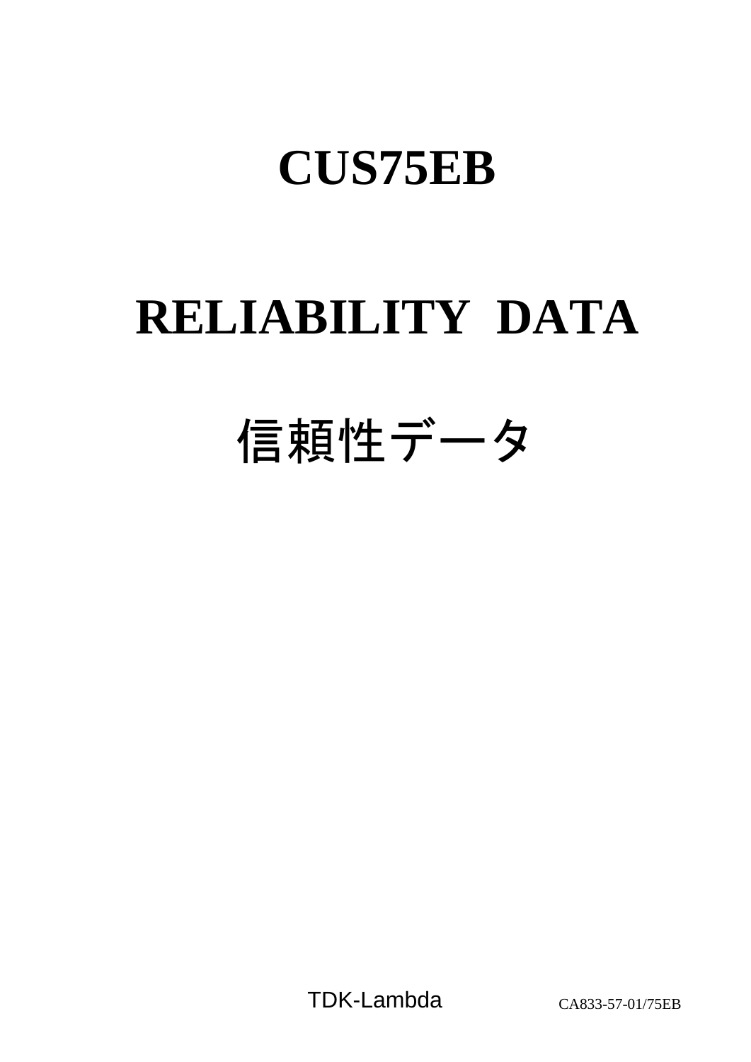# CUS75EB

# RELIABILITY DATA

# 信頼性データ

TDK-Lambda

CA833-57-01/75EB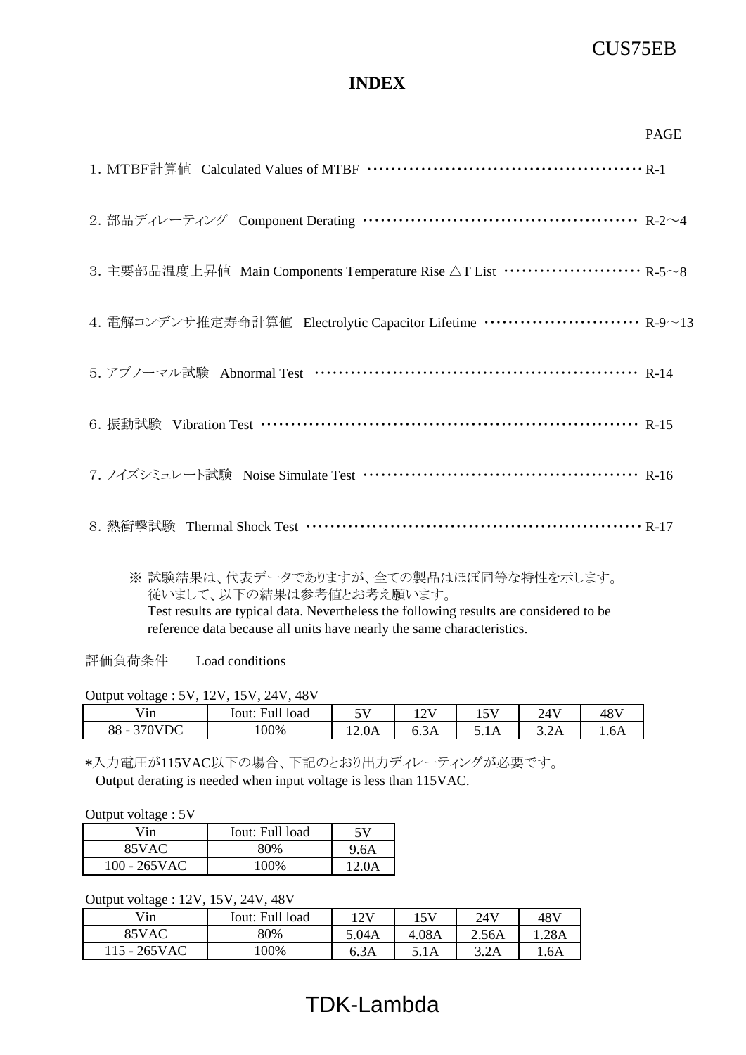# INDEX

PAGE

1. MTBF計算値　Calculated Values of MTBF ············································ R-1

2. 部品ディレーティング　Component Derating ············································ R-2～4

3. 主要部品温度上昇値　Main Components Temperature Rise △T List ······················ R-5～8

4. 電解コンデンサ推定寿命計算値　Electrolytic Capacitor Lifetime ························ R-9～13

5. アブノーマル試験　Abnormal Test ···················································· R-14

6. 振動試験　Vibration Test ··························································· R-15

7. ノイズシミュレート試験　Noise Simulate Test ············································ R-16

8. 熱衝撃試験　Thermal Shock Test ····················································· R-17

※ 試験結果は、代表データでありますが、全ての製品はほぼ同等な特性を示します。
従いまして、以下の結果は参考値とお考え願います。
Test results are typical data. Nevertheless the following results are considered to be reference data because all units have nearly the same characteristics.

評価負荷条件　　Load conditions

Output voltage : 5V, 12V, 15V, 24V, 48V

| Vin | Iout: Full load | 5V | 12V | 15V | 24V | 48V |
|---|---|---|---|---|---|---|
| 88 - 370VDC | 100% | 12.0A | 6.3A | 5.1A | 3.2A | 1.6A |

*入力電圧が115VAC以下の場合、下記のとおり出力ディレーティングが必要です。
Output derating is needed when input voltage is less than 115VAC.

Output voltage : 5V

| Vin | Iout: Full load | 5V |
|---|---|---|
| 85VAC | 80% | 9.6A |
| 100 - 265VAC | 100% | 12.0A |

Output voltage : 12V, 15V, 24V, 48V

| Vin | Iout: Full load | 12V | 15V | 24V | 48V |
|---|---|---|---|---|---|
| 85VAC | 80% | 5.04A | 4.08A | 2.56A | 1.28A |
| 115 - 265VAC | 100% | 6.3A | 5.1A | 3.2A | 1.6A |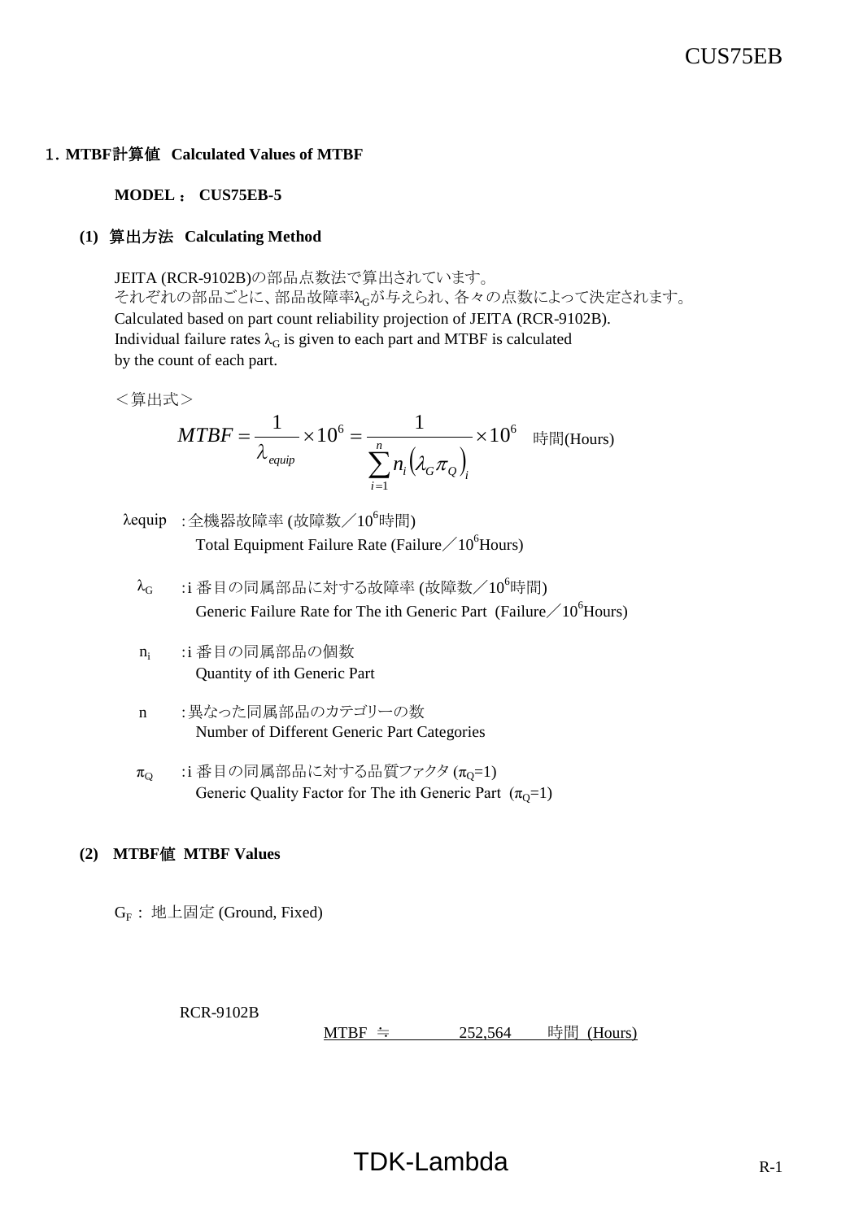## 1. MTBF計算値　Calculated Values of MTBF

**MODEL ： CUS75EB-5**

### (1) 算出方法　Calculating Method

JEITA (RCR-9102B)の部品点数法で算出されています。
それぞれの部品ごとに、部品故障率$\lambda_G$が与えられ、各々の点数によって決定されます。
Calculated based on part count reliability projection of JEITA (RCR-9102B).
Individual failure rates $\lambda_G$ is given to each part and MTBF is calculated by the count of each part.

＜算出式＞

$$MTBF = \frac{1}{\lambda_{equip}} \times 10^6 = \frac{1}{\sum_{i=1}^{n} n_i \left(\lambda_G \pi_Q\right)_i} \times 10^6 \quad \text{時間(Hours)}$$

$\lambda$equip :全機器故障率 (故障数／$10^6$時間)
Total Equipment Failure Rate (Failure／$10^6$Hours)

$\lambda_G$ :i 番目の同属部品に対する故障率 (故障数／$10^6$時間)
Generic Failure Rate for The ith Generic Part (Failure／$10^6$Hours)

$n_i$ :i 番目の同属部品の個数
Quantity of ith Generic Part

n :異なった同属部品のカテゴリーの数
Number of Different Generic Part Categories

$\pi_Q$ :i 番目の同属部品に対する品質ファクタ ($\pi_Q$=1)
Generic Quality Factor for The ith Generic Part ($\pi_Q$=1)

### (2) MTBF値　MTBF Values

$G_F$ : 地上固定 (Ground, Fixed)

RCR-9102B

MTBF ≒ 252,564 時間 (Hours)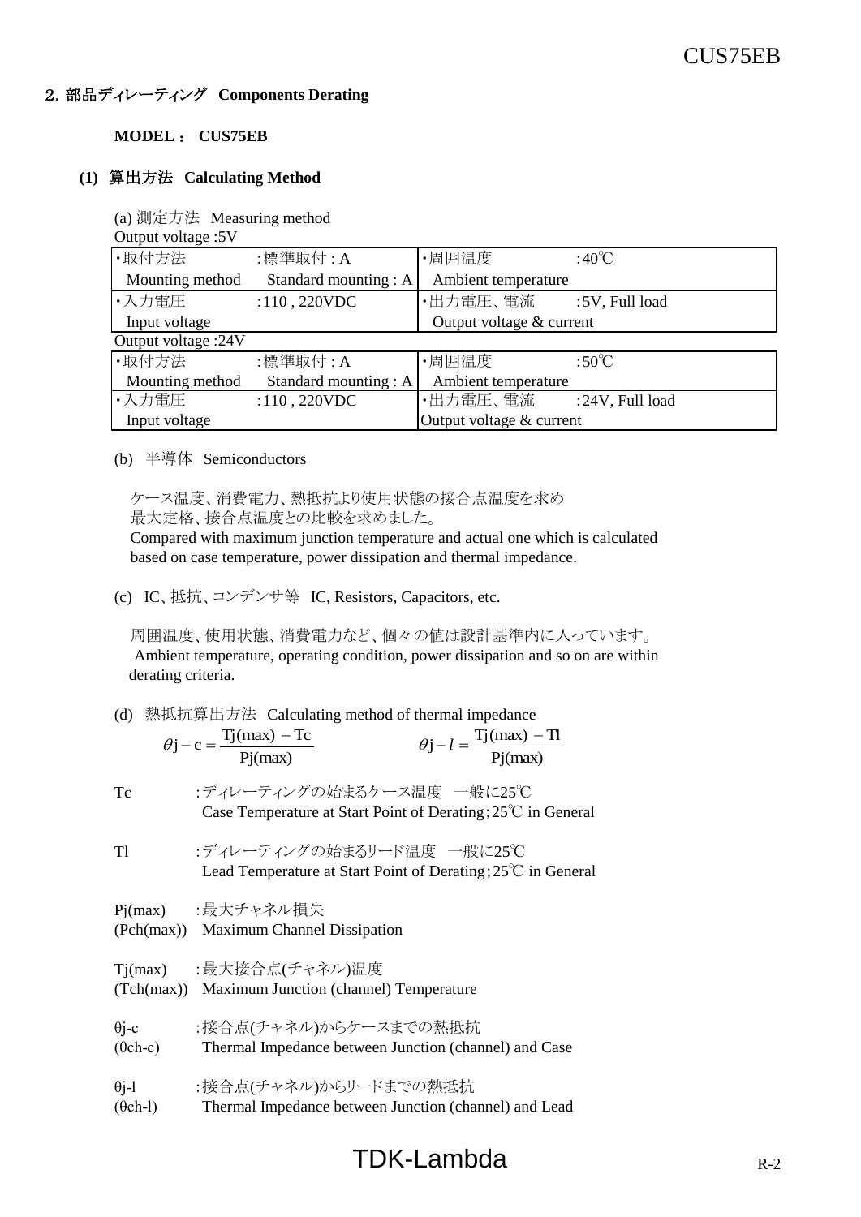## 2. 部品ディレーティング　Components Derating

**MODEL ：  CUS75EB**

### (1) 算出方法　Calculating Method

(a) 測定方法　Measuring method

Output voltage :5V

| ・取付方法 | :標準取付 : A | ・周囲温度 | :40℃ |
|---|---|---|---|
| Mounting method | Standard mounting : A | Ambient temperature | |
| ・入力電圧 | :110 , 220VDC | ・出力電圧、電流 | :5V, Full load |
| Input voltage | | Output voltage & current | |

Output voltage :24V

| ・取付方法 | :標準取付 : A | ・周囲温度 | :50℃ |
|---|---|---|---|
| Mounting method | Standard mounting : A | Ambient temperature | |
| ・入力電圧 | :110 , 220VDC | ・出力電圧、電流 | :24V, Full load |
| Input voltage | | Output voltage & current | |

(b) 半導体　Semiconductors

ケース温度、消費電力、熱抵抗より使用状態の接合点温度を求め
最大定格、接合点温度との比較を求めました。
Compared with maximum junction temperature and actual one which is calculated based on case temperature, power dissipation and thermal impedance.

(c) IC、抵抗、コンデンサ等　IC, Resistors, Capacitors, etc.

周囲温度、使用状態、消費電力など、個々の値は設計基準内に入っています。
Ambient temperature, operating condition, power dissipation and so on are within derating criteria.

(d) 熱抵抗算出方法　Calculating method of thermal impedance

$$\theta j - c = \frac{Tj(max) - Tc}{Pj(max)} \qquad \theta j - l = \frac{Tj(max) - Tl}{Pj(max)}$$

Tc　　:ディレーティングの始まるケース温度　一般に25℃
　　　Case Temperature at Start Point of Derating;25℃ in General

Tl　　:ディレーティングの始まるリード温度　一般に25℃
　　　Lead Temperature at Start Point of Derating;25℃ in General

Pj(max)　:最大チャネル損失
(Pch(max))　Maximum Channel Dissipation

Tj(max)　:最大接合点(チャネル)温度
(Tch(max))　Maximum Junction (channel) Temperature

θj-c　:接合点(チャネル)からケースまでの熱抵抗
(θch-c)　Thermal Impedance between Junction (channel) and Case

θj-l　:接合点(チャネル)からリードまでの熱抵抗
(θch-l)　Thermal Impedance between Junction (channel) and Lead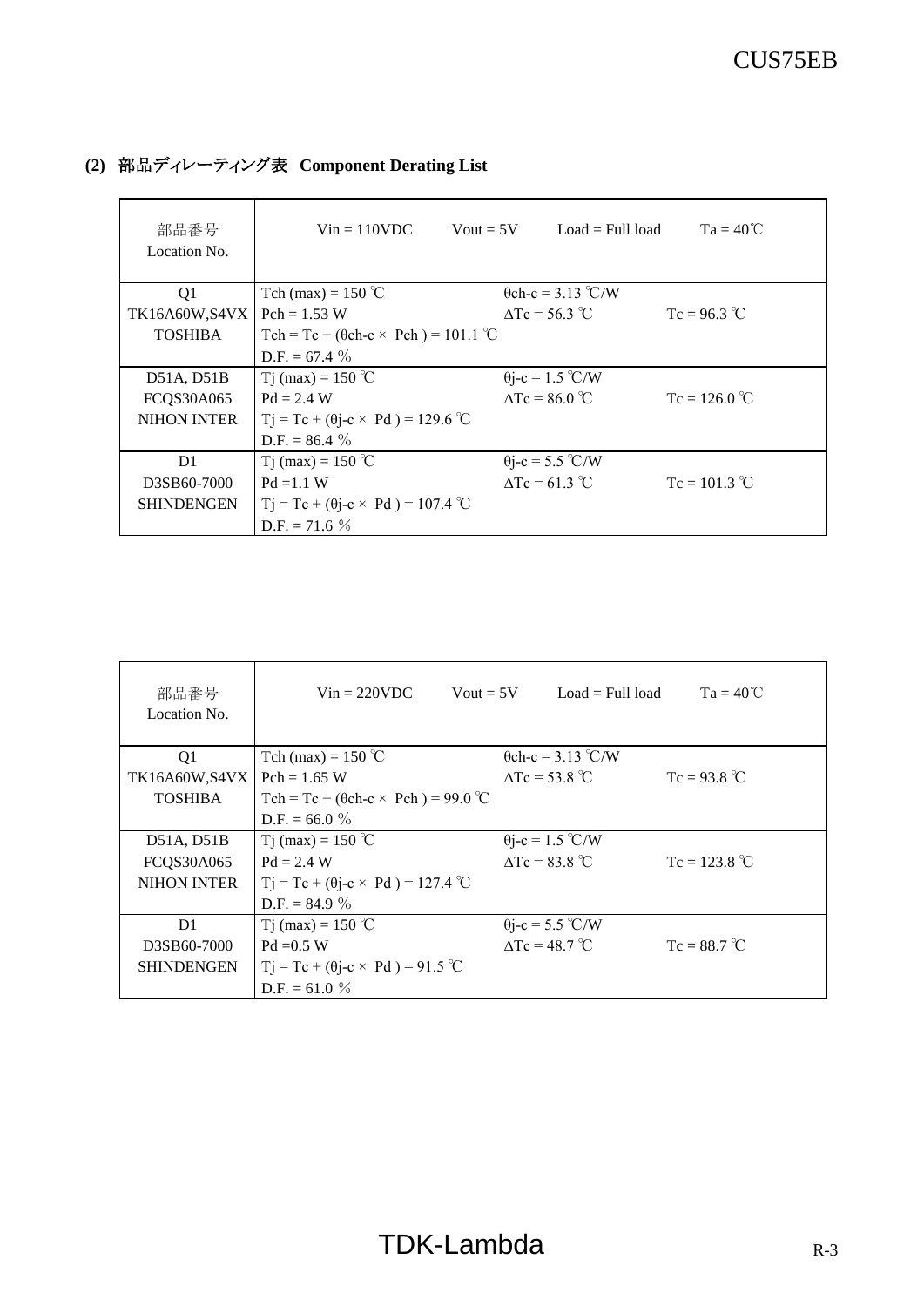### (2) 部品ディレーティング表 Component Derating List

| 部品番号<br>Location No. | Vin = 110VDC　Vout = 5V　Load = Full load　Ta = 40℃ | | |
|---|---|---|---|
| Q1<br>TK16A60W,S4VX<br>TOSHIBA | Tch (max) = 150 ℃<br>Pch = 1.53 W<br>Tch = Tc + (θch-c × Pch ) = 101.1 ℃<br>D.F. = 67.4 % | θch-c = 3.13 ℃/W<br>ΔTc = 56.3 ℃ | <br>Tc = 96.3 ℃ |
| D51A, D51B<br>FCQS30A065<br>NIHON INTER | Tj (max) = 150 ℃<br>Pd = 2.4 W<br>Tj = Tc + (θj-c × Pd ) = 129.6 ℃<br>D.F. = 86.4 % | θj-c = 1.5 ℃/W<br>ΔTc = 86.0 ℃ | <br>Tc = 126.0 ℃ |
| D1<br>D3SB60-7000<br>SHINDENGEN | Tj (max) = 150 ℃<br>Pd =1.1 W<br>Tj = Tc + (θj-c × Pd ) = 107.4 ℃<br>D.F. = 71.6 % | θj-c = 5.5 ℃/W<br>ΔTc = 61.3 ℃ | <br>Tc = 101.3 ℃ |

| 部品番号<br>Location No. | Vin = 220VDC　Vout = 5V　Load = Full load　Ta = 40℃ | | |
|---|---|---|---|
| Q1<br>TK16A60W,S4VX<br>TOSHIBA | Tch (max) = 150 ℃<br>Pch = 1.65 W<br>Tch = Tc + (θch-c × Pch ) = 99.0 ℃<br>D.F. = 66.0 % | θch-c = 3.13 ℃/W<br>ΔTc = 53.8 ℃ | <br>Tc = 93.8 ℃ |
| D51A, D51B<br>FCQS30A065<br>NIHON INTER | Tj (max) = 150 ℃<br>Pd = 2.4 W<br>Tj = Tc + (θj-c × Pd ) = 127.4 ℃<br>D.F. = 84.9 % | θj-c = 1.5 ℃/W<br>ΔTc = 83.8 ℃ | <br>Tc = 123.8 ℃ |
| D1<br>D3SB60-7000<br>SHINDENGEN | Tj (max) = 150 ℃<br>Pd =0.5 W<br>Tj = Tc + (θj-c × Pd ) = 91.5 ℃<br>D.F. = 61.0 % | θj-c = 5.5 ℃/W<br>ΔTc = 48.7 ℃ | <br>Tc = 88.7 ℃ |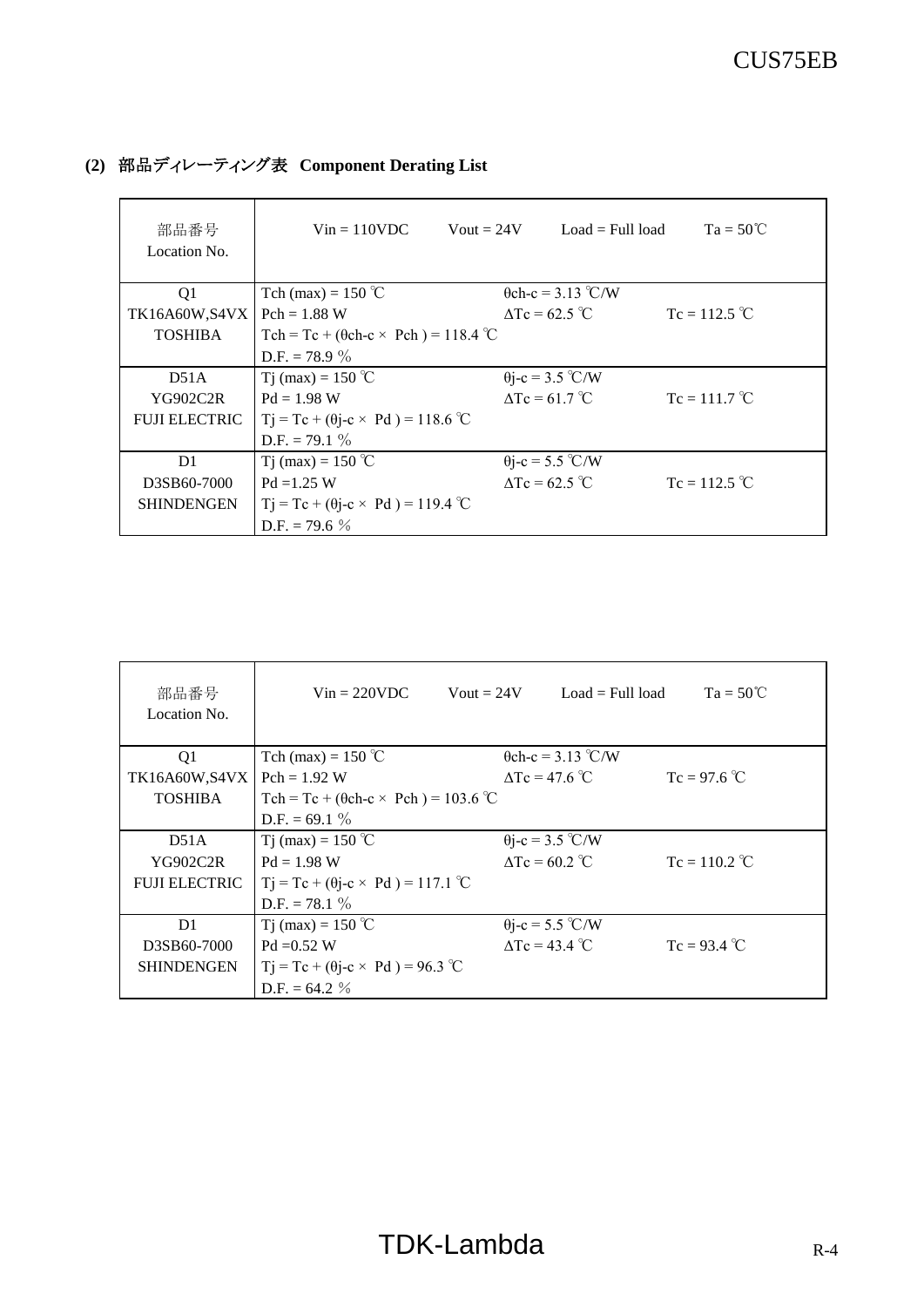### (2) 部品ディレーティング表 Component Derating List

| 部品番号<br>Location No. | Vin = 110VDC Vout = 24V Load = Full load Ta = 50℃ | | |
|---|---|---|---|
| Q1<br>TK16A60W,S4VX<br>TOSHIBA | Tch (max) = 150 ℃<br>Pch = 1.88 W<br>Tch = Tc + (θch-c × Pch ) = 118.4 ℃<br>D.F. = 78.9 % | θch-c = 3.13 ℃/W<br>ΔTc = 62.5 ℃ | <br>Tc = 112.5 ℃ |
| D51A<br>YG902C2R<br>FUJI ELECTRIC | Tj (max) = 150 ℃<br>Pd = 1.98 W<br>Tj = Tc + (θj-c × Pd ) = 118.6 ℃<br>D.F. = 79.1 % | θj-c = 3.5 ℃/W<br>ΔTc = 61.7 ℃ | <br>Tc = 111.7 ℃ |
| D1<br>D3SB60-7000<br>SHINDENGEN | Tj (max) = 150 ℃<br>Pd =1.25 W<br>Tj = Tc + (θj-c × Pd ) = 119.4 ℃<br>D.F. = 79.6 % | θj-c = 5.5 ℃/W<br>ΔTc = 62.5 ℃ | <br>Tc = 112.5 ℃ |

| 部品番号<br>Location No. | Vin = 220VDC Vout = 24V Load = Full load Ta = 50℃ | | |
|---|---|---|---|
| Q1<br>TK16A60W,S4VX<br>TOSHIBA | Tch (max) = 150 ℃<br>Pch = 1.92 W<br>Tch = Tc + (θch-c × Pch ) = 103.6 ℃<br>D.F. = 69.1 % | θch-c = 3.13 ℃/W<br>ΔTc = 47.6 ℃ | <br>Tc = 97.6 ℃ |
| D51A<br>YG902C2R<br>FUJI ELECTRIC | Tj (max) = 150 ℃<br>Pd = 1.98 W<br>Tj = Tc + (θj-c × Pd ) = 117.1 ℃<br>D.F. = 78.1 % | θj-c = 3.5 ℃/W<br>ΔTc = 60.2 ℃ | <br>Tc = 110.2 ℃ |
| D1<br>D3SB60-7000<br>SHINDENGEN | Tj (max) = 150 ℃<br>Pd =0.52 W<br>Tj = Tc + (θj-c × Pd ) = 96.3 ℃<br>D.F. = 64.2 % | θj-c = 5.5 ℃/W<br>ΔTc = 43.4 ℃ | <br>Tc = 93.4 ℃ |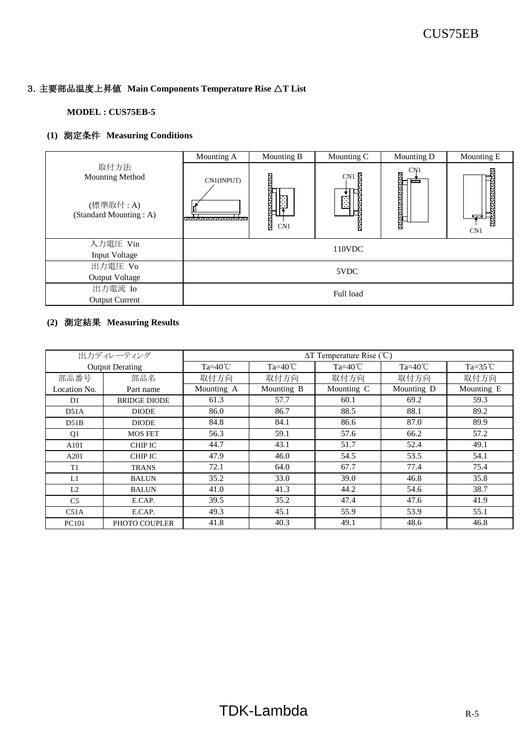## 3. 主要部品温度上昇値 Main Components Temperature Rise △T List

**MODEL : CUS75EB-5**

### (1) 測定条件 Measuring Conditions

| | Mounting A | Mounting B | Mounting C | Mounting D | Mounting E |
|---|---|---|---|---|---|
| 取付方法<br>Mounting Method<br><br>(標準取付 : A)<br>(Standard Mounting : A) | CN1(INPUT) | CN1 | CN1 | CN1 | CN1 |
| 入力電圧 Vin<br>Input Voltage | 110VDC | | | | |
| 出力電圧 Vo<br>Output Voltage | 5VDC | | | | |
| 出力電流 Io<br>Output Current | Full load | | | | |

### (2) 測定結果 Measuring Results

| 出力ディレーティング<br>Output Derating | | ΔT Temperature Rise (℃) | | | | |
|---|---|---|---|---|---|---|
| | | Ta=40℃ | Ta=40℃ | Ta=40℃ | Ta=40℃ | Ta=35℃ |
| 部品番号<br>Location No. | 部品名<br>Part name | 取付方向<br>Mounting A | 取付方向<br>Mounting B | 取付方向<br>Mounting C | 取付方向<br>Mounting D | 取付方向<br>Mounting E |
| D1 | BRIDGE DIODE | 61.3 | 57.7 | 60.1 | 69.2 | 59.3 |
| D51A | DIODE | 86.0 | 86.7 | 88.5 | 88.1 | 89.2 |
| D51B | DIODE | 84.8 | 84.1 | 86.6 | 87.0 | 89.9 |
| Q1 | MOS FET | 56.3 | 59.1 | 57.6 | 66.2 | 57.2 |
| A101 | CHIP IC | 44.7 | 43.1 | 51.7 | 52.4 | 49.1 |
| A201 | CHIP IC | 47.9 | 46.0 | 54.5 | 53.5 | 54.1 |
| T1 | TRANS | 72.1 | 64.0 | 67.7 | 77.4 | 75.4 |
| L1 | BALUN | 35.2 | 33.0 | 39.0 | 46.8 | 35.8 |
| L2 | BALUN | 41.0 | 41.3 | 44.2 | 54.6 | 38.7 |
| C5 | E.CAP. | 39.5 | 35.2 | 47.4 | 47.6 | 41.9 |
| C51A | E.CAP. | 49.3 | 45.1 | 55.9 | 53.9 | 55.1 |
| PC101 | PHOTO COUPLER | 41.8 | 40.3 | 49.1 | 48.6 | 46.8 |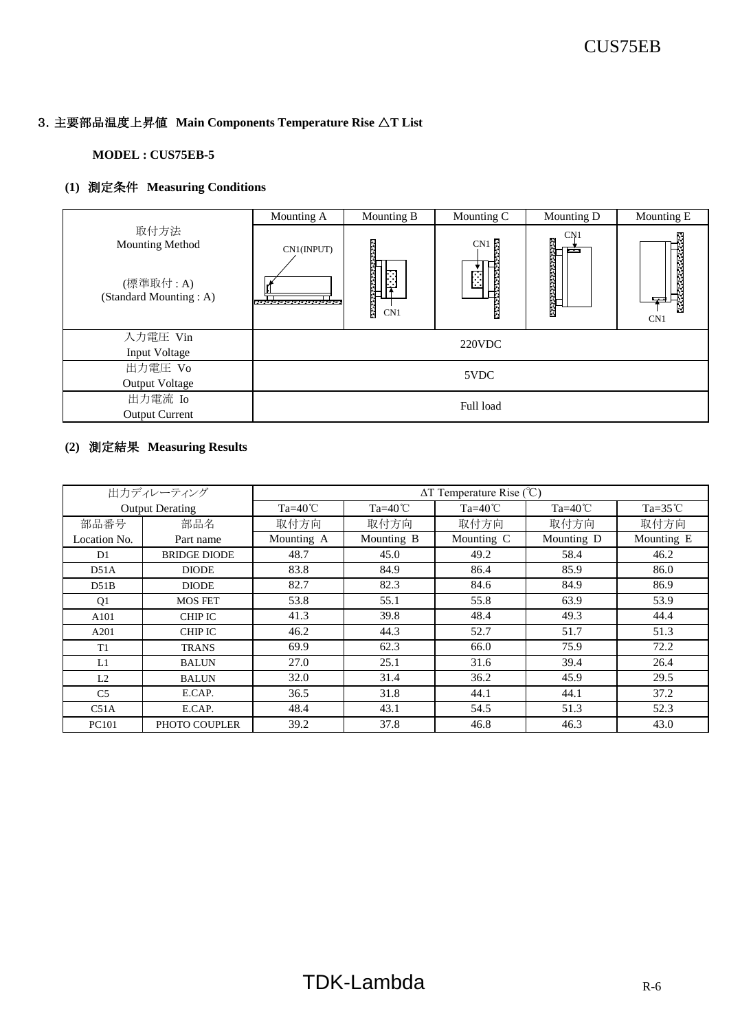## 3. 主要部品温度上昇値 Main Components Temperature Rise △T List

**MODEL : CUS75EB-5**

### (1) 測定条件 Measuring Conditions

| | Mounting A | Mounting B | Mounting C | Mounting D | Mounting E |
|---|---|---|---|---|---|
| 取付方法<br>Mounting Method<br><br>(標準取付 : A)<br>(Standard Mounting : A) | CN1(INPUT) | CN1 | CN1 | CN1 | CN1 |
| 入力電圧 Vin<br>Input Voltage | 220VDC | | | | |
| 出力電圧 Vo<br>Output Voltage | 5VDC | | | | |
| 出力電流 Io<br>Output Current | Full load | | | | |

### (2) 測定結果 Measuring Results

| 出力ディレーティング<br>Output Derating | | ΔT Temperature Rise (℃) | | | | |
|---|---|---|---|---|---|---|
| | | Ta=40℃ | Ta=40℃ | Ta=40℃ | Ta=40℃ | Ta=35℃ |
| 部品番号<br>Location No. | 部品名<br>Part name | 取付方向<br>Mounting A | 取付方向<br>Mounting B | 取付方向<br>Mounting C | 取付方向<br>Mounting D | 取付方向<br>Mounting E |
| D1 | BRIDGE DIODE | 48.7 | 45.0 | 49.2 | 58.4 | 46.2 |
| D51A | DIODE | 83.8 | 84.9 | 86.4 | 85.9 | 86.0 |
| D51B | DIODE | 82.7 | 82.3 | 84.6 | 84.9 | 86.9 |
| Q1 | MOS FET | 53.8 | 55.1 | 55.8 | 63.9 | 53.9 |
| A101 | CHIP IC | 41.3 | 39.8 | 48.4 | 49.3 | 44.4 |
| A201 | CHIP IC | 46.2 | 44.3 | 52.7 | 51.7 | 51.3 |
| T1 | TRANS | 69.9 | 62.3 | 66.0 | 75.9 | 72.2 |
| L1 | BALUN | 27.0 | 25.1 | 31.6 | 39.4 | 26.4 |
| L2 | BALUN | 32.0 | 31.4 | 36.2 | 45.9 | 29.5 |
| C5 | E.CAP. | 36.5 | 31.8 | 44.1 | 44.1 | 37.2 |
| C51A | E.CAP. | 48.4 | 43.1 | 54.5 | 51.3 | 52.3 |
| PC101 | PHOTO COUPLER | 39.2 | 37.8 | 46.8 | 46.3 | 43.0 |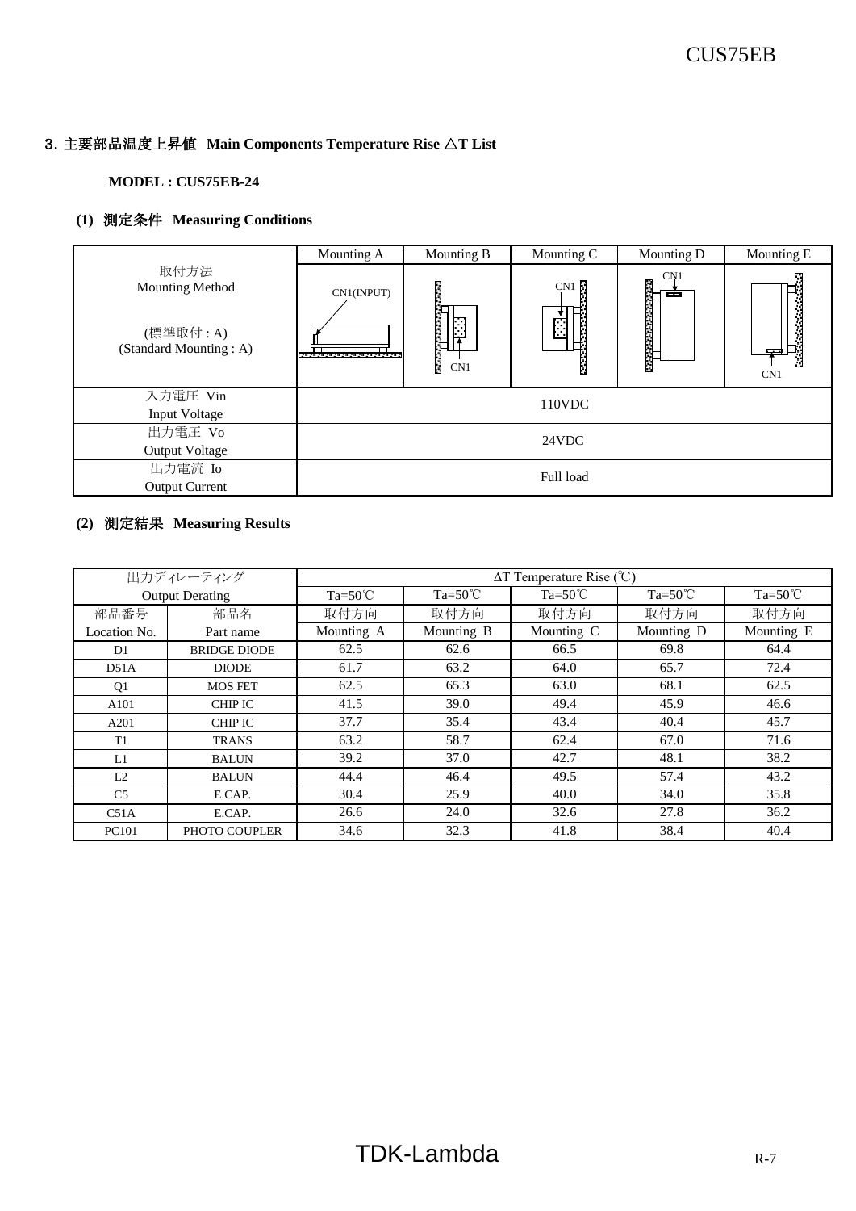## 3. 主要部品温度上昇値 Main Components Temperature Rise △T List

**MODEL : CUS75EB-24**

### (1) 測定条件 Measuring Conditions

| | Mounting A | Mounting B | Mounting C | Mounting D | Mounting E |
|---|---|---|---|---|---|
| 取付方法<br>Mounting Method<br><br>(標準取付 : A)<br>(Standard Mounting : A) | CN1(INPUT) | CN1 | CN1 | CN1 | CN1 |
| 入力電圧 Vin<br>Input Voltage | 110VDC | | | | |
| 出力電圧 Vo<br>Output Voltage | 24VDC | | | | |
| 出力電流 Io<br>Output Current | Full load | | | | |

### (2) 測定結果 Measuring Results

| 出力ディレーティング<br>Output Derating | | ΔT Temperature Rise (℃) | | | | |
|---|---|---|---|---|---|---|
| | | Ta=50℃ | Ta=50℃ | Ta=50℃ | Ta=50℃ | Ta=50℃ |
| 部品番号<br>Location No. | 部品名<br>Part name | 取付方向<br>Mounting A | 取付方向<br>Mounting B | 取付方向<br>Mounting C | 取付方向<br>Mounting D | 取付方向<br>Mounting E |
| D1 | BRIDGE DIODE | 62.5 | 62.6 | 66.5 | 69.8 | 64.4 |
| D51A | DIODE | 61.7 | 63.2 | 64.0 | 65.7 | 72.4 |
| Q1 | MOS FET | 62.5 | 65.3 | 63.0 | 68.1 | 62.5 |
| A101 | CHIP IC | 41.5 | 39.0 | 49.4 | 45.9 | 46.6 |
| A201 | CHIP IC | 37.7 | 35.4 | 43.4 | 40.4 | 45.7 |
| T1 | TRANS | 63.2 | 58.7 | 62.4 | 67.0 | 71.6 |
| L1 | BALUN | 39.2 | 37.0 | 42.7 | 48.1 | 38.2 |
| L2 | BALUN | 44.4 | 46.4 | 49.5 | 57.4 | 43.2 |
| C5 | E.CAP. | 30.4 | 25.9 | 40.0 | 34.0 | 35.8 |
| C51A | E.CAP. | 26.6 | 24.0 | 32.6 | 27.8 | 36.2 |
| PC101 | PHOTO COUPLER | 34.6 | 32.3 | 41.8 | 38.4 | 40.4 |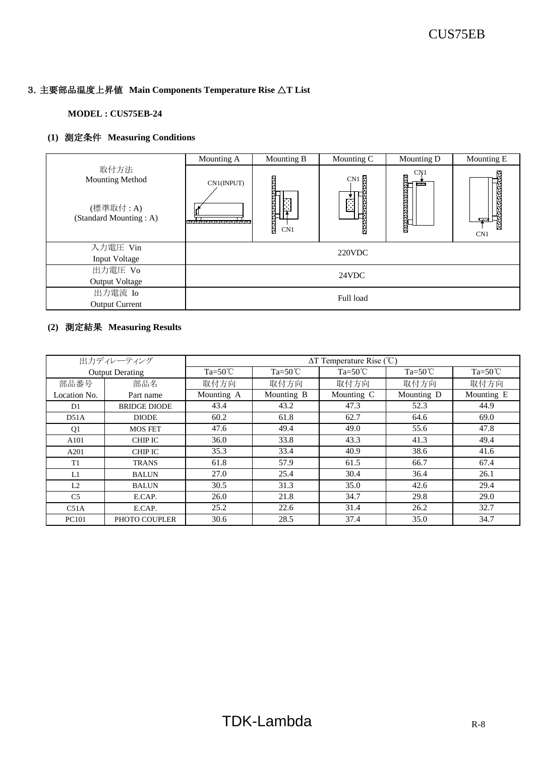## 3. 主要部品温度上昇値 Main Components Temperature Rise △T List

**MODEL : CUS75EB-24**

### (1) 測定条件 Measuring Conditions

| | Mounting A | Mounting B | Mounting C | Mounting D | Mounting E |
|---|---|---|---|---|---|
| 取付方法<br>Mounting Method<br><br>(標準取付 : A)<br>(Standard Mounting : A) | CN1(INPUT) | CN1 | CN1 | CN1 | CN1 |
| 入力電圧 Vin<br>Input Voltage | 220VDC | | | | |
| 出力電圧 Vo<br>Output Voltage | 24VDC | | | | |
| 出力電流 Io<br>Output Current | Full load | | | | |

### (2) 測定結果 Measuring Results

| 出力ディレーティング<br>Output Derating | | ΔT Temperature Rise (℃) | | | | |
|---|---|---|---|---|---|---|
| | | Ta=50℃ | Ta=50℃ | Ta=50℃ | Ta=50℃ | Ta=50℃ |
| 部品番号<br>Location No. | 部品名<br>Part name | 取付方向<br>Mounting A | 取付方向<br>Mounting B | 取付方向<br>Mounting C | 取付方向<br>Mounting D | 取付方向<br>Mounting E |
| D1 | BRIDGE DIODE | 43.4 | 43.2 | 47.3 | 52.3 | 44.9 |
| D51A | DIODE | 60.2 | 61.8 | 62.7 | 64.6 | 69.0 |
| Q1 | MOS FET | 47.6 | 49.4 | 49.0 | 55.6 | 47.8 |
| A101 | CHIP IC | 36.0 | 33.8 | 43.3 | 41.3 | 49.4 |
| A201 | CHIP IC | 35.3 | 33.4 | 40.9 | 38.6 | 41.6 |
| T1 | TRANS | 61.8 | 57.9 | 61.5 | 66.7 | 67.4 |
| L1 | BALUN | 27.0 | 25.4 | 30.4 | 36.4 | 26.1 |
| L2 | BALUN | 30.5 | 31.3 | 35.0 | 42.6 | 29.4 |
| C5 | E.CAP. | 26.0 | 21.8 | 34.7 | 29.8 | 29.0 |
| C51A | E.CAP. | 25.2 | 22.6 | 31.4 | 26.2 | 32.7 |
| PC101 | PHOTO COUPLER | 30.6 | 28.5 | 37.4 | 35.0 | 34.7 |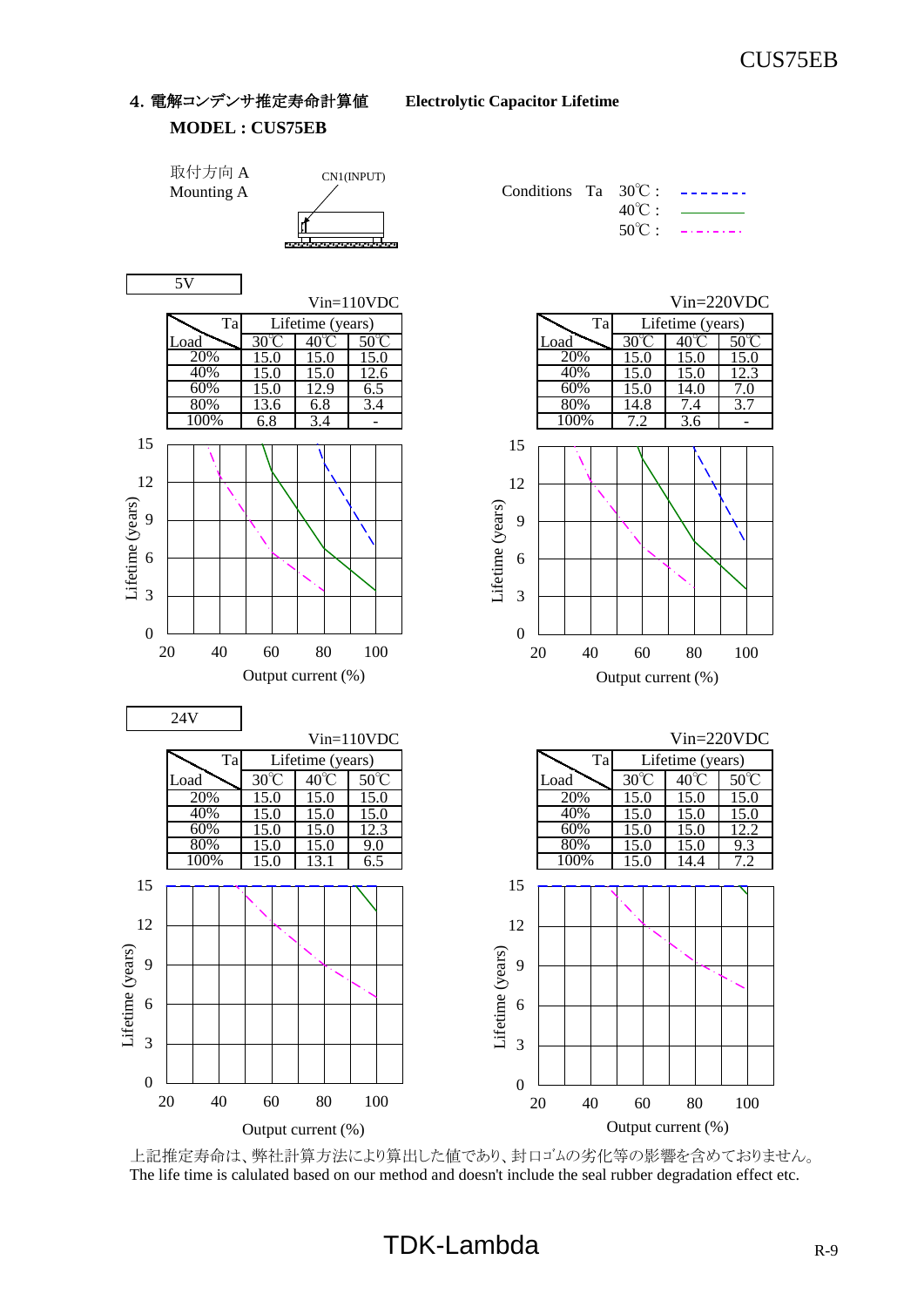## 4. 電解コンデンサ推定寿命計算値　Electrolytic Capacitor Lifetime

**MODEL : CUS75EB**

取付方向 A
Mounting A

CN1(INPUT)

Conditions　Ta　30℃ : - - - - - -
40℃ : ———
50℃ : - · - · - ·

### 5V

Vin=110VDC

| Load \ Ta | Lifetime (years) | | |
|---|---|---|---|
| | 30℃ | 40℃ | 50℃ |
| 20% | 15.0 | 15.0 | 15.0 |
| 40% | 15.0 | 15.0 | 12.6 |
| 60% | 15.0 | 12.9 | 6.5 |
| 80% | 13.6 | 6.8 | 3.4 |
| 100% | 6.8 | 3.4 | - |

Vin=220VDC

| Load \ Ta | Lifetime (years) | | |
|---|---|---|---|
| | 30℃ | 40℃ | 50℃ |
| 20% | 15.0 | 15.0 | 15.0 |
| 40% | 15.0 | 15.0 | 12.3 |
| 60% | 15.0 | 14.0 | 7.0 |
| 80% | 14.8 | 7.4 | 3.7 |
| 100% | 7.2 | 3.6 | - |

Lifetime (years) / Output current (%)

### 24V

Vin=110VDC

| Load \ Ta | Lifetime (years) | | |
|---|---|---|---|
| | 30℃ | 40℃ | 50℃ |
| 20% | 15.0 | 15.0 | 15.0 |
| 40% | 15.0 | 15.0 | 15.0 |
| 60% | 15.0 | 15.0 | 12.3 |
| 80% | 15.0 | 15.0 | 9.0 |
| 100% | 15.0 | 13.1 | 6.5 |

Vin=220VDC

| Load \ Ta | Lifetime (years) | | |
|---|---|---|---|
| | 30℃ | 40℃ | 50℃ |
| 20% | 15.0 | 15.0 | 15.0 |
| 40% | 15.0 | 15.0 | 15.0 |
| 60% | 15.0 | 15.0 | 12.2 |
| 80% | 15.0 | 15.0 | 9.3 |
| 100% | 15.0 | 14.4 | 7.2 |

Lifetime (years) / Output current (%)

上記推定寿命は、弊社計算方法により算出した値であり、封口ゴムの劣化等の影響を含めておりません。
The life time is calulated based on our method and doesn't include the seal rubber degradation effect etc.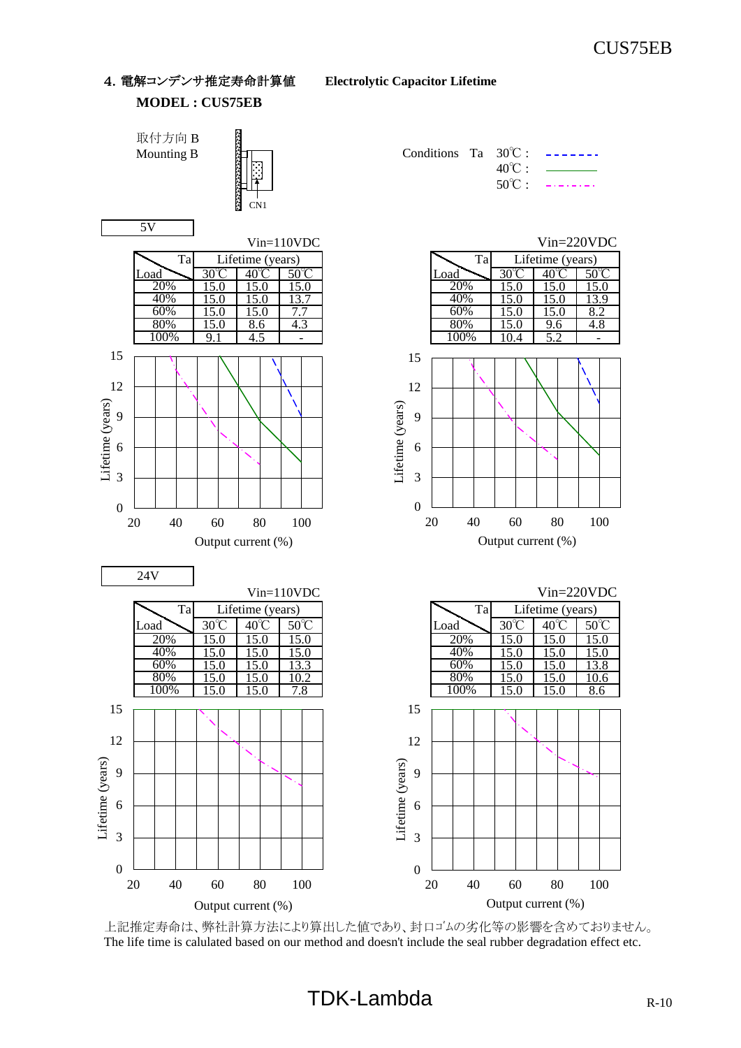## 4. 電解コンデンサ推定寿命計算値　Electrolytic Capacitor Lifetime

**MODEL : CUS75EB**

取付方向 B
Mounting B

CN1

Conditions　Ta　30℃ : - - - - - - -
40℃ : ————
50℃ : - · - · - · -

### 5V

Vin=110VDC

| Load \ Ta | Lifetime (years) 30℃ | 40℃ | 50℃ |
|---|---|---|---|
| 20% | 15.0 | 15.0 | 15.0 |
| 40% | 15.0 | 15.0 | 13.7 |
| 60% | 15.0 | 15.0 | 7.7 |
| 80% | 15.0 | 8.6 | 4.3 |
| 100% | 9.1 | 4.5 | - |

Vin=220VDC

| Load \ Ta | Lifetime (years) 30℃ | 40℃ | 50℃ |
|---|---|---|---|
| 20% | 15.0 | 15.0 | 15.0 |
| 40% | 15.0 | 15.0 | 13.9 |
| 60% | 15.0 | 15.0 | 8.2 |
| 80% | 15.0 | 9.6 | 4.8 |
| 100% | 10.4 | 5.2 | - |

Lifetime (years) vs Output current (%)

### 24V

Vin=110VDC

| Load \ Ta | Lifetime (years) 30℃ | 40℃ | 50℃ |
|---|---|---|---|
| 20% | 15.0 | 15.0 | 15.0 |
| 40% | 15.0 | 15.0 | 15.0 |
| 60% | 15.0 | 15.0 | 13.3 |
| 80% | 15.0 | 15.0 | 10.2 |
| 100% | 15.0 | 15.0 | 7.8 |

Vin=220VDC

| Load \ Ta | Lifetime (years) 30℃ | 40℃ | 50℃ |
|---|---|---|---|
| 20% | 15.0 | 15.0 | 15.0 |
| 40% | 15.0 | 15.0 | 15.0 |
| 60% | 15.0 | 15.0 | 13.8 |
| 80% | 15.0 | 15.0 | 10.6 |
| 100% | 15.0 | 15.0 | 8.6 |

Lifetime (years) vs Output current (%)

上記推定寿命は、弊社計算方法により算出した値であり、封口ｺﾞﾑの劣化等の影響を含めておりません。
The life time is calulated based on our method and doesn't include the seal rubber degradation effect etc.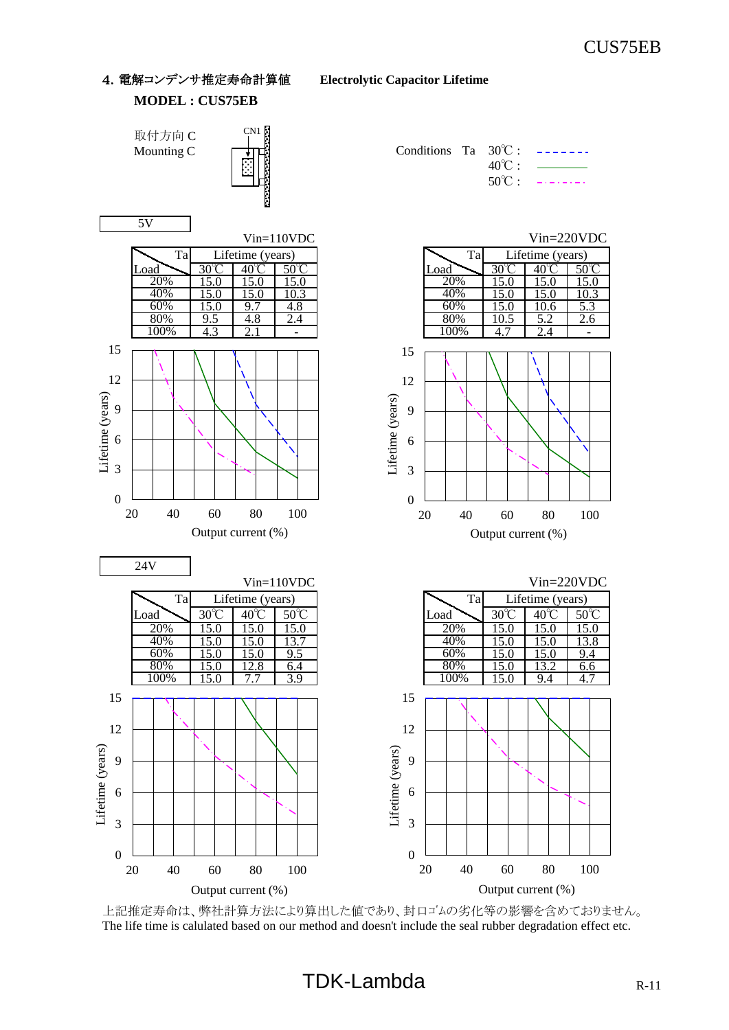## 4. 電解コンデンサ推定寿命計算値　Electrolytic Capacitor Lifetime

**MODEL : CUS75EB**

取付方向 C
Mounting C

CN1

Conditions　Ta　30℃ : - - - - - - -
40℃ : ———
50℃ : -·-·-·-·-

5V

Vin=110VDC

| Load \ Ta | Lifetime (years) | | |
|---|---|---|---|
| | 30℃ | 40℃ | 50℃ |
| 20% | 15.0 | 15.0 | 15.0 |
| 40% | 15.0 | 15.0 | 10.3 |
| 60% | 15.0 | 9.7 | 4.8 |
| 80% | 9.5 | 4.8 | 2.4 |
| 100% | 4.3 | 2.1 | - |

Vin=220VDC

| Load \ Ta | Lifetime (years) | | |
|---|---|---|---|
| | 30℃ | 40℃ | 50℃ |
| 20% | 15.0 | 15.0 | 15.0 |
| 40% | 15.0 | 15.0 | 10.3 |
| 60% | 15.0 | 10.6 | 5.3 |
| 80% | 10.5 | 5.2 | 2.6 |
| 100% | 4.7 | 2.4 | - |

24V

Vin=110VDC

| Load \ Ta | Lifetime (years) | | |
|---|---|---|---|
| | 30℃ | 40℃ | 50℃ |
| 20% | 15.0 | 15.0 | 15.0 |
| 40% | 15.0 | 15.0 | 13.7 |
| 60% | 15.0 | 15.0 | 9.5 |
| 80% | 15.0 | 12.8 | 6.4 |
| 100% | 15.0 | 7.7 | 3.9 |

Vin=220VDC

| Load \ Ta | Lifetime (years) | | |
|---|---|---|---|
| | 30℃ | 40℃ | 50℃ |
| 20% | 15.0 | 15.0 | 15.0 |
| 40% | 15.0 | 15.0 | 13.8 |
| 60% | 15.0 | 15.0 | 9.4 |
| 80% | 15.0 | 13.2 | 6.6 |
| 100% | 15.0 | 9.4 | 4.7 |

Lifetime (years) vs. Output current (%)

上記推定寿命は、弊社計算方法により算出した値であり、封口ｺﾞﾑの劣化等の影響を含めておりません。
The life time is calulated based on our method and doesn't include the seal rubber degradation effect etc.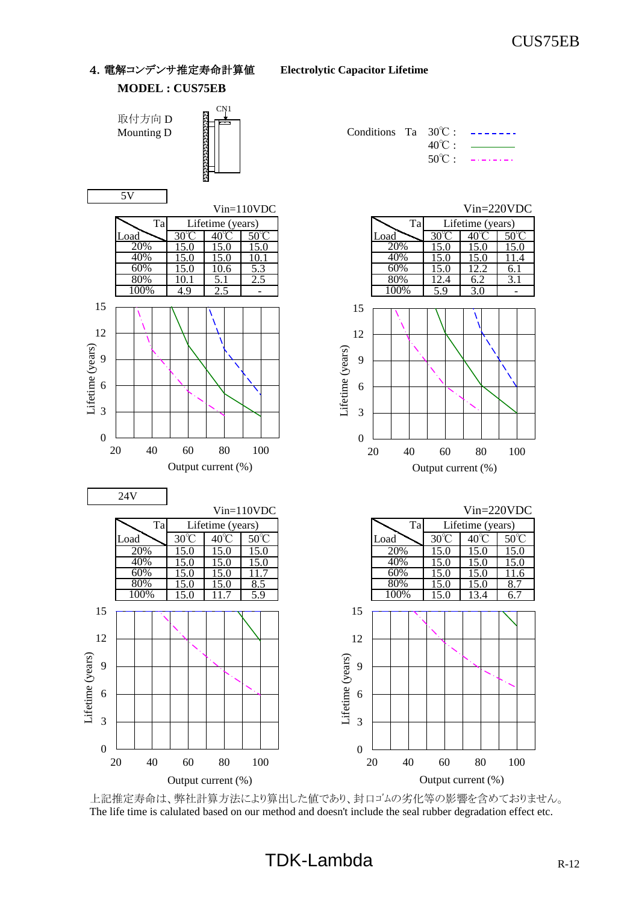## 4. 電解コンデンサ推定寿命計算値　Electrolytic Capacitor Lifetime

**MODEL : CUS75EB**

取付方向 D
Mounting D

CN1

Conditions　Ta　30℃ : - - - - - -
40℃ : ———
50℃ : - · - · - ·

### 5V

Vin=110VDC

| Load \ Ta | Lifetime (years) | | |
|---|---|---|---|
| | 30℃ | 40℃ | 50℃ |
| 20% | 15.0 | 15.0 | 15.0 |
| 40% | 15.0 | 15.0 | 10.1 |
| 60% | 15.0 | 10.6 | 5.3 |
| 80% | 10.1 | 5.1 | 2.5 |
| 100% | 4.9 | 2.5 | - |

Vin=220VDC

| Load \ Ta | Lifetime (years) | | |
|---|---|---|---|
| | 30℃ | 40℃ | 50℃ |
| 20% | 15.0 | 15.0 | 15.0 |
| 40% | 15.0 | 15.0 | 11.4 |
| 60% | 15.0 | 12.2 | 6.1 |
| 80% | 12.4 | 6.2 | 3.1 |
| 100% | 5.9 | 3.0 | - |

Lifetime (years) / Output current (%)

### 24V

Vin=110VDC

| Load \ Ta | Lifetime (years) | | |
|---|---|---|---|
| | 30℃ | 40℃ | 50℃ |
| 20% | 15.0 | 15.0 | 15.0 |
| 40% | 15.0 | 15.0 | 15.0 |
| 60% | 15.0 | 15.0 | 11.7 |
| 80% | 15.0 | 15.0 | 8.5 |
| 100% | 15.0 | 11.7 | 5.9 |

Vin=220VDC

| Load \ Ta | Lifetime (years) | | |
|---|---|---|---|
| | 30℃ | 40℃ | 50℃ |
| 20% | 15.0 | 15.0 | 15.0 |
| 40% | 15.0 | 15.0 | 15.0 |
| 60% | 15.0 | 15.0 | 11.6 |
| 80% | 15.0 | 15.0 | 8.7 |
| 100% | 15.0 | 13.4 | 6.7 |

Lifetime (years) / Output current (%)

上記推定寿命は、弊社計算方法により算出した値であり、封口ｺﾞﾑの劣化等の影響を含めておりません。
The life time is calulated based on our method and doesn't include the seal rubber degradation effect etc.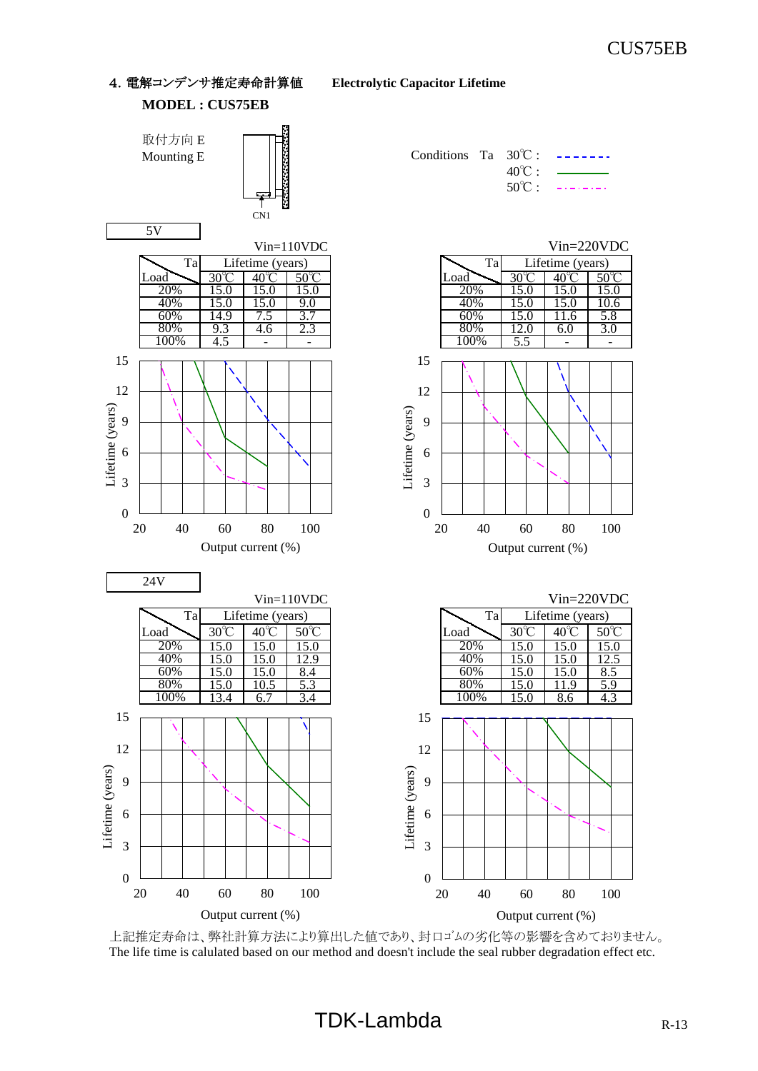## 4. 電解コンデンサ推定寿命計算値　Electrolytic Capacitor Lifetime

**MODEL : CUS75EB**

取付方向 E
Mounting E

CN1

Conditions　Ta　30℃ : - - - - - -
　　　　　　　　40℃ : ———
　　　　　　　　50℃ : -·-·-·-·-

### 5V

Vin=110VDC

| Load \ Ta | Lifetime (years) | | |
|---|---|---|---|
| | 30℃ | 40℃ | 50℃ |
| 20% | 15.0 | 15.0 | 15.0 |
| 40% | 15.0 | 15.0 | 9.0 |
| 60% | 14.9 | 7.5 | 3.7 |
| 80% | 9.3 | 4.6 | 2.3 |
| 100% | 4.5 | - | - |

Vin=220VDC

| Load \ Ta | Lifetime (years) | | |
|---|---|---|---|
| | 30℃ | 40℃ | 50℃ |
| 20% | 15.0 | 15.0 | 15.0 |
| 40% | 15.0 | 15.0 | 10.6 |
| 60% | 15.0 | 11.6 | 5.8 |
| 80% | 12.0 | 6.0 | 3.0 |
| 100% | 5.5 | - | - |

Lifetime (years) / Output current (%)

### 24V

Vin=110VDC

| Load \ Ta | Lifetime (years) | | |
|---|---|---|---|
| | 30℃ | 40℃ | 50℃ |
| 20% | 15.0 | 15.0 | 15.0 |
| 40% | 15.0 | 15.0 | 12.9 |
| 60% | 15.0 | 15.0 | 8.4 |
| 80% | 15.0 | 10.5 | 5.3 |
| 100% | 13.4 | 6.7 | 3.4 |

Vin=220VDC

| Load \ Ta | Lifetime (years) | | |
|---|---|---|---|
| | 30℃ | 40℃ | 50℃ |
| 20% | 15.0 | 15.0 | 15.0 |
| 40% | 15.0 | 15.0 | 12.5 |
| 60% | 15.0 | 15.0 | 8.5 |
| 80% | 15.0 | 11.9 | 5.9 |
| 100% | 15.0 | 8.6 | 4.3 |

Lifetime (years) / Output current (%)

上記推定寿命は、弊社計算方法により算出した値であり、封口ｺﾞﾑの劣化等の影響を含めておりません。
The life time is calulated based on our method and doesn't include the seal rubber degradation effect etc.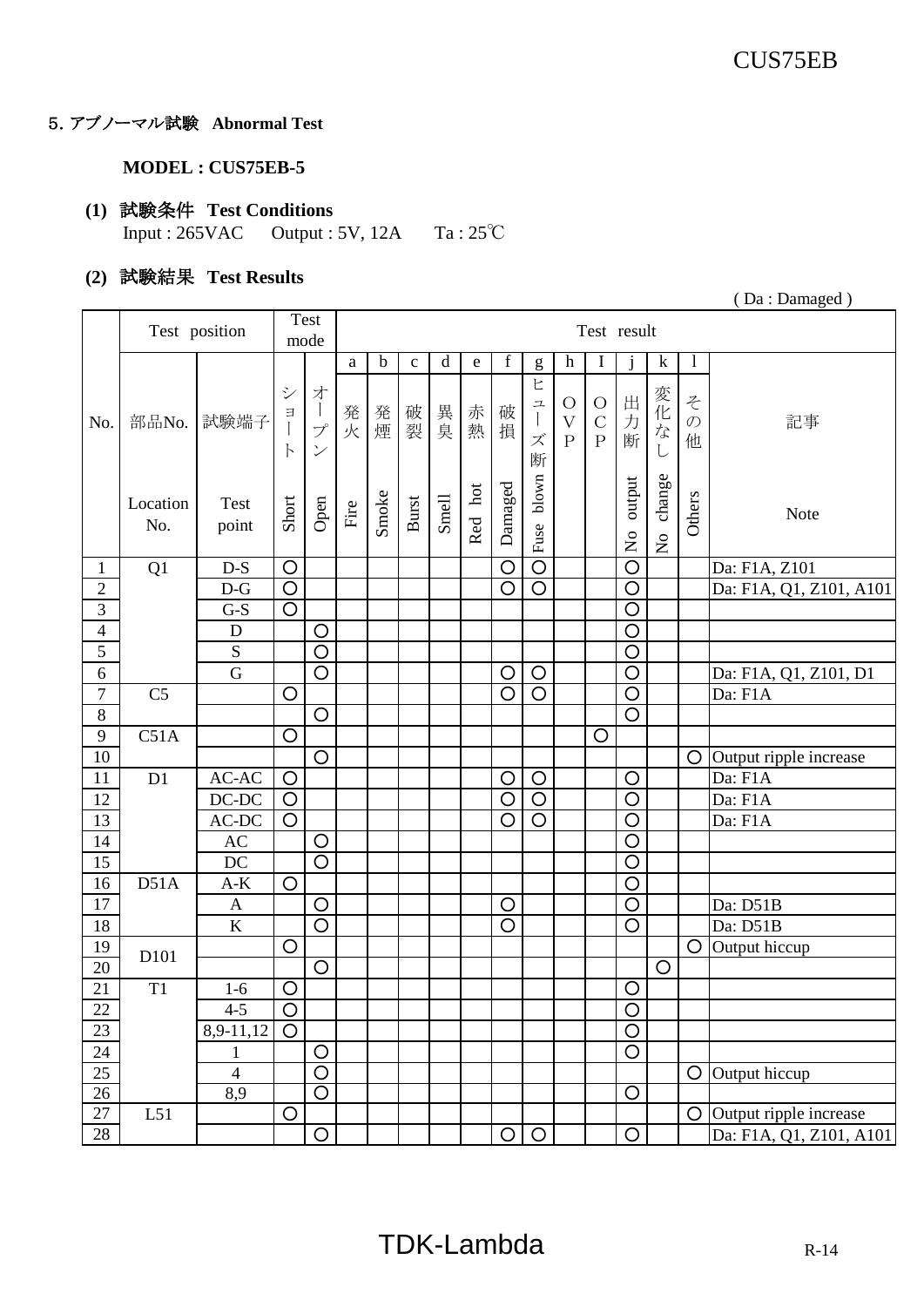## 5. アブノーマル試験　Abnormal Test

**MODEL : CUS75EB-5**

**(1) 試験条件　Test Conditions**

Input : 265VAC　　Output : 5V, 12A　　Ta : 25℃

**(2) 試験結果　Test Results**

( Da : Damaged )

| No. | Test position | | Test mode | | Test result | | | | | | | | | | | | |
|---|---|---|---|---|---|---|---|---|---|---|---|---|---|---|---|---|---|
| | | | | | a | b | c | d | e | f | g | h | I | j | k | l | |
| | 部品No. Location No. | 試験端子 Test point | ショート Short | オープン Open | 発火 Fire | 発煙 Smoke | 破裂 Burst | 異臭 Smell | 赤熱 Red hot | 破損 Damaged | ヒューズ断 Fuse blown | OVP | OCP | 出力断 No output | 変化なし No change | その他 Others | 記事 Note |
| 1 | Q1 | D-S | ○ | | | | | | | ○ | ○ | | | ○ | | | Da: F1A, Z101 |
| 2 | | D-G | ○ | | | | | | | ○ | ○ | | | ○ | | | Da: F1A, Q1, Z101, A101 |
| 3 | | G-S | ○ | | | | | | | | | | | ○ | | | |
| 4 | | D | | ○ | | | | | | | | | | ○ | | | |
| 5 | | S | | ○ | | | | | | | | | | ○ | | | |
| 6 | | G | | ○ | | | | | | ○ | ○ | | | ○ | | | Da: F1A, Q1, Z101, D1 |
| 7 | C5 | | ○ | | | | | | | ○ | ○ | | | ○ | | | Da: F1A |
| 8 | | | | ○ | | | | | | | | | | ○ | | | |
| 9 | C51A | | ○ | | | | | | | | | | ○ | | | | |
| 10 | | | | ○ | | | | | | | | | | | | ○ | Output ripple increase |
| 11 | D1 | AC-AC | ○ | | | | | | | ○ | ○ | | | ○ | | | Da: F1A |
| 12 | | DC-DC | ○ | | | | | | | ○ | ○ | | | ○ | | | Da: F1A |
| 13 | | AC-DC | ○ | | | | | | | ○ | ○ | | | ○ | | | Da: F1A |
| 14 | | AC | | ○ | | | | | | | | | | ○ | | | |
| 15 | | DC | | ○ | | | | | | | | | | ○ | | | |
| 16 | D51A | A-K | ○ | | | | | | | | | | | ○ | | | |
| 17 | | A | | ○ | | | | | | ○ | | | | ○ | | | Da: D51B |
| 18 | | K | | ○ | | | | | | ○ | | | | ○ | | | Da: D51B |
| 19 | D101 | | ○ | | | | | | | | | | | | | ○ | Output hiccup |
| 20 | | | | ○ | | | | | | | | | | | ○ | | |
| 21 | T1 | 1-6 | ○ | | | | | | | | | | | ○ | | | |
| 22 | | 4-5 | ○ | | | | | | | | | | | ○ | | | |
| 23 | | 8,9-11,12 | ○ | | | | | | | | | | | ○ | | | |
| 24 | | 1 | | ○ | | | | | | | | | | ○ | | | |
| 25 | | 4 | | ○ | | | | | | | | | | | | ○ | Output hiccup |
| 26 | | 8,9 | | ○ | | | | | | | | | | ○ | | | |
| 27 | L51 | | ○ | | | | | | | | | | | | | ○ | Output ripple increase |
| 28 | | | | ○ | | | | | | ○ | ○ | | | ○ | | | Da: F1A, Q1, Z101, A101 |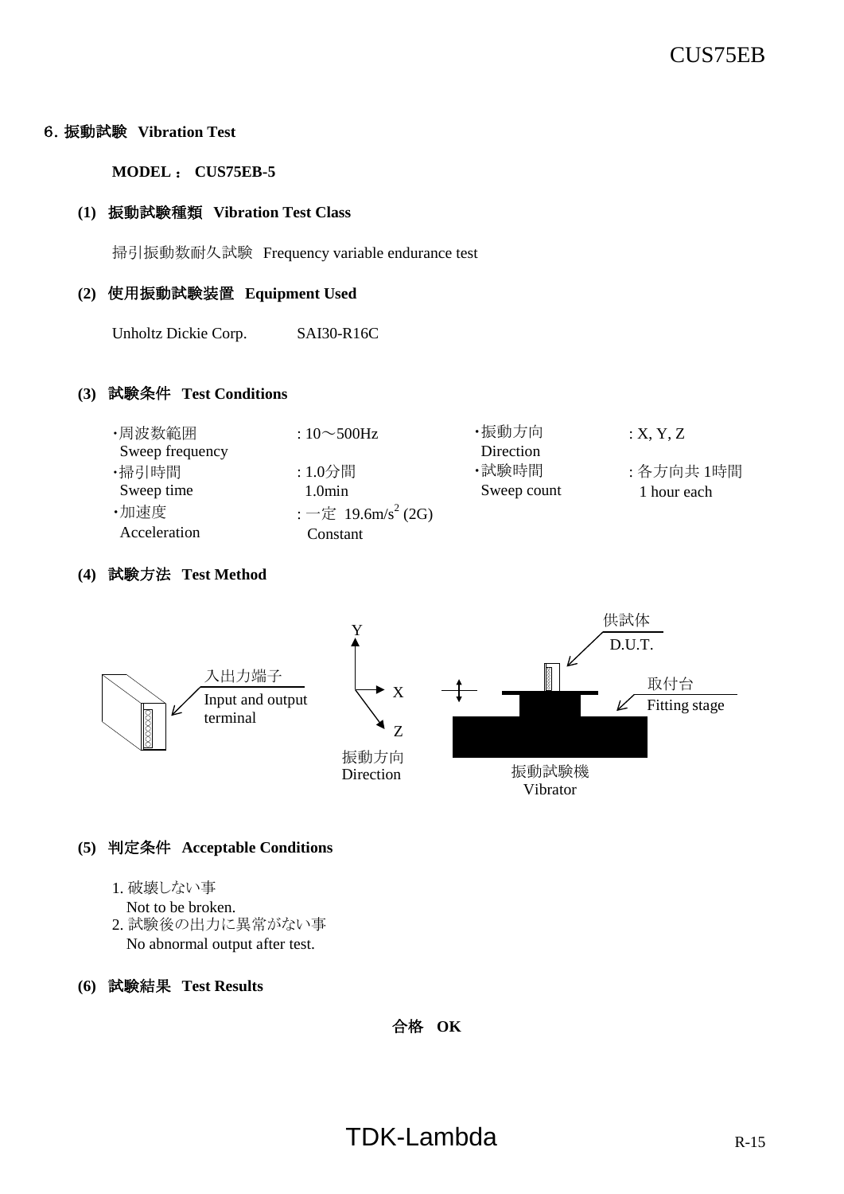## 6. 振動試験 Vibration Test

**MODEL： CUS75EB-5**

### (1) 振動試験種類 Vibration Test Class

掃引振動数耐久試験 Frequency variable endurance test

### (2) 使用振動試験装置 Equipment Used

Unholtz Dickie Corp. SAI30-R16C

### (3) 試験条件 Test Conditions

| | | | |
|---|---|---|---|
| ・周波数範囲 Sweep frequency | : 10～500Hz | ・振動方向 Direction | : X, Y, Z |
| ・掃引時間 Sweep time | : 1.0分間 1.0min | ・試験時間 Sweep count | : 各方向共 1時間 1 hour each |
| ・加速度 Acceleration | : 一定 19.6m/s$^2$ (2G) Constant | | |

### (4) 試験方法 Test Method

入出力端子 Input and output terminal

Y X Z 振動方向 Direction

供試体 D.U.T.

取付台 Fitting stage

振動試験機 Vibrator

### (5) 判定条件 Acceptable Conditions

1. 破壊しない事
   Not to be broken.
2. 試験後の出力に異常がない事
   No abnormal output after test.

### (6) 試験結果 Test Results

**合格 OK**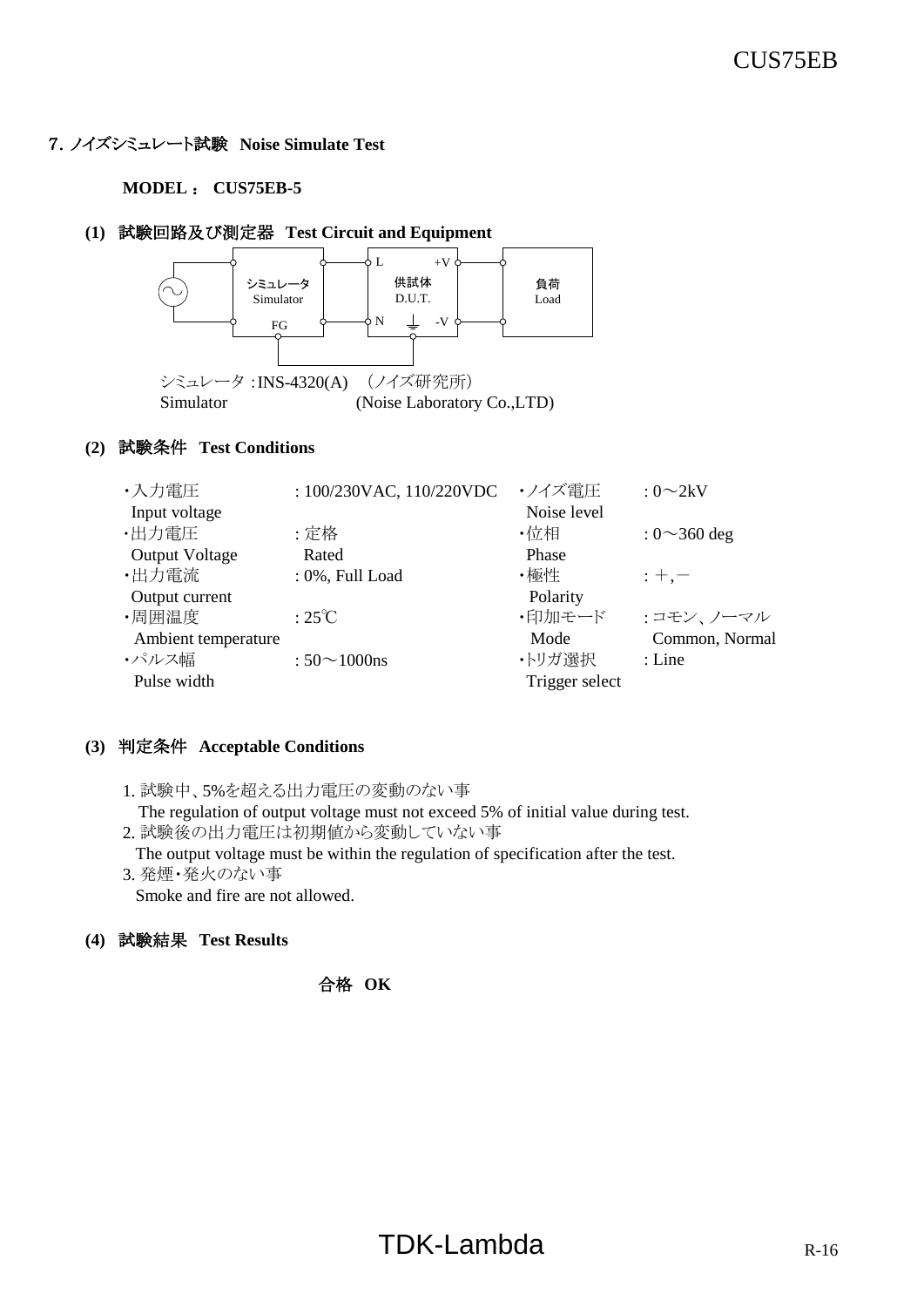## 7. ノイズシミュレート試験 **Noise Simulate Test**

**MODEL ： CUS75EB-5**

### (1) 試験回路及び測定器 Test Circuit and Equipment

シミュレータ :INS-4320(A) （ノイズ研究所）
Simulator (Noise Laboratory Co.,LTD)

### (2) 試験条件 Test Conditions

| | | | |
|---|---|---|---|
| ・入力電圧 Input voltage | : 100/230VAC, 110/220VDC | ・ノイズ電圧 Noise level | : 0～2kV |
| ・出力電圧 Output Voltage | : 定格 Rated | ・位相 Phase | : 0～360 deg |
| ・出力電流 Output current | : 0%, Full Load | ・極性 Polarity | : ＋,－ |
| ・周囲温度 Ambient temperature | : 25℃ | ・印加モード Mode | : コモン、ノーマル Common, Normal |
| ・パルス幅 Pulse width | : 50～1000ns | ・トリガ選択 Trigger select | : Line |

### (3) 判定条件 Acceptable Conditions

1. 試験中、5%を超える出力電圧の変動のない事
   The regulation of output voltage must not exceed 5% of initial value during test.
2. 試験後の出力電圧は初期値から変動していない事
   The output voltage must be within the regulation of specification after the test.
3. 発煙・発火のない事
   Smoke and fire are not allowed.

### (4) 試験結果 Test Results

**合格 OK**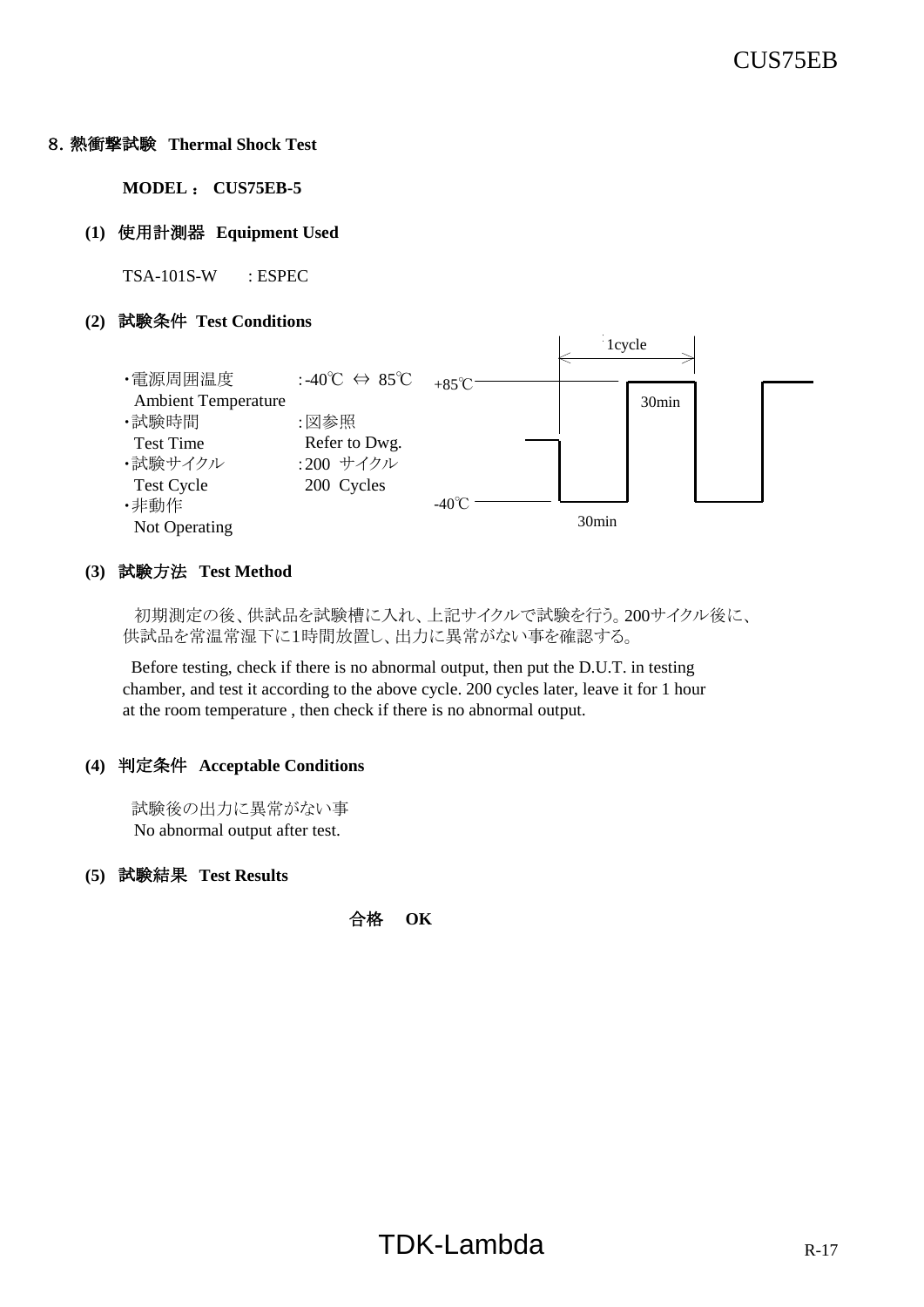## 8. 熱衝撃試験 Thermal Shock Test

**MODEL ： CUS75EB-5**

**(1) 使用計測器 Equipment Used**

TSA-101S-W : ESPEC

**(2) 試験条件 Test Conditions**

・電源周囲温度 : -40℃ ⇔ 85℃
Ambient Temperature
・試験時間 : 図参照
Test Time Refer to Dwg.
・試験サイクル : 200 サイクル
Test Cycle 200 Cycles
・非動作
Not Operating

1cycle
+85℃
30min
-40℃
30min

**(3) 試験方法 Test Method**

初期測定の後、供試品を試験槽に入れ、上記サイクルで試験を行う。200サイクル後に、供試品を常温常湿下に1時間放置し、出力に異常がない事を確認する。

Before testing, check if there is no abnormal output, then put the D.U.T. in testing chamber, and test it according to the above cycle. 200 cycles later, leave it for 1 hour at the room temperature , then check if there is no abnormal output.

**(4) 判定条件 Acceptable Conditions**

試験後の出力に異常がない事
No abnormal output after test.

**(5) 試験結果 Test Results**

**合格 OK**